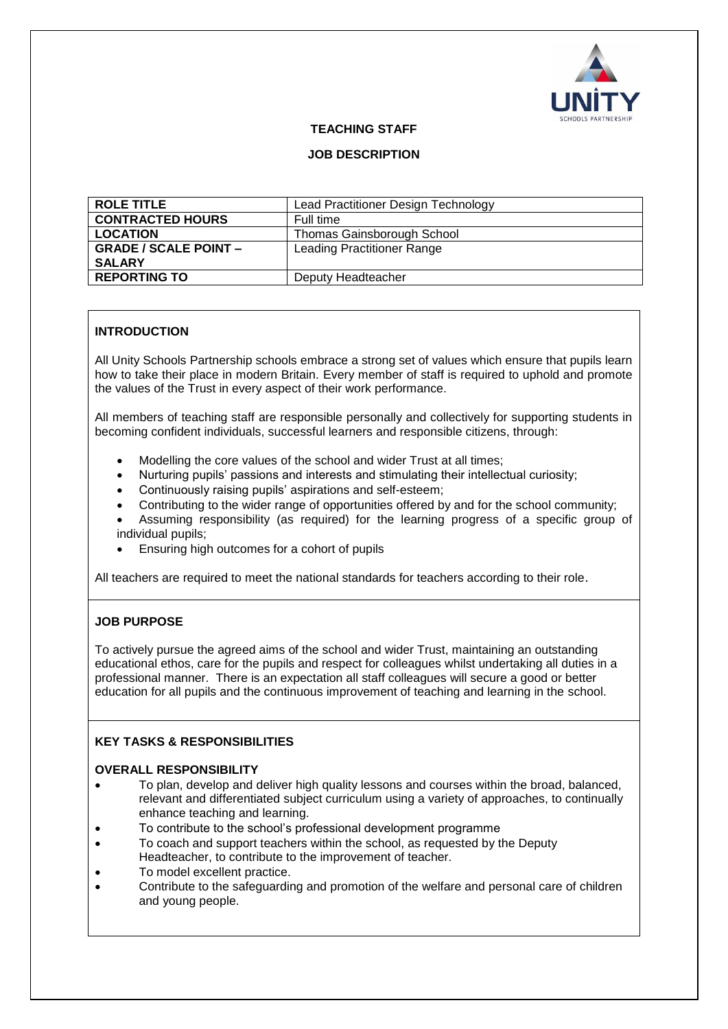**TEACHING STAFF**

**JOB DESCRIPTION**

| **ROLE TITLE** | Lead Practitioner Design Technology |
|---|---|
| **CONTRACTED HOURS** | Full time |
| **LOCATION** | Thomas Gainsborough School |
| **GRADE / SCALE POINT – SALARY** | Leading Practitioner Range |
| **REPORTING TO** | Deputy Headteacher |

## INTRODUCTION

All Unity Schools Partnership schools embrace a strong set of values which ensure that pupils learn how to take their place in modern Britain. Every member of staff is required to uphold and promote the values of the Trust in every aspect of their work performance.

All members of teaching staff are responsible personally and collectively for supporting students in becoming confident individuals, successful learners and responsible citizens, through:

- Modelling the core values of the school and wider Trust at all times;
- Nurturing pupils' passions and interests and stimulating their intellectual curiosity;
- Continuously raising pupils' aspirations and self-esteem;
- Contributing to the wider range of opportunities offered by and for the school community;
- Assuming responsibility (as required) for the learning progress of a specific group of individual pupils;
- Ensuring high outcomes for a cohort of pupils

All teachers are required to meet the national standards for teachers according to their role.

## JOB PURPOSE

To actively pursue the agreed aims of the school and wider Trust, maintaining an outstanding educational ethos, care for the pupils and respect for colleagues whilst undertaking all duties in a professional manner. There is an expectation all staff colleagues will secure a good or better education for all pupils and the continuous improvement of teaching and learning in the school.

## KEY TASKS & RESPONSIBILITIES

### OVERALL RESPONSIBILITY

- To plan, develop and deliver high quality lessons and courses within the broad, balanced, relevant and differentiated subject curriculum using a variety of approaches, to continually enhance teaching and learning.
- To contribute to the school's professional development programme
- To coach and support teachers within the school, as requested by the Deputy Headteacher, to contribute to the improvement of teacher.
- To model excellent practice.
- Contribute to the safeguarding and promotion of the welfare and personal care of children and young people.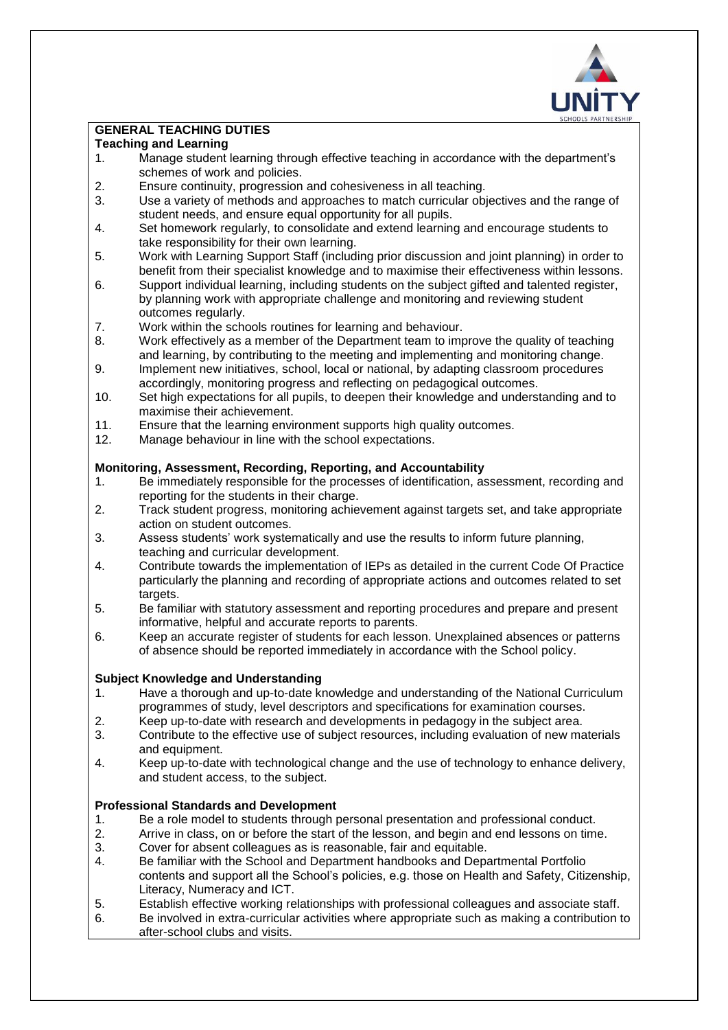## GENERAL TEACHING DUTIES

### Teaching and Learning

1. Manage student learning through effective teaching in accordance with the department's schemes of work and policies.
2. Ensure continuity, progression and cohesiveness in all teaching.
3. Use a variety of methods and approaches to match curricular objectives and the range of student needs, and ensure equal opportunity for all pupils.
4. Set homework regularly, to consolidate and extend learning and encourage students to take responsibility for their own learning.
5. Work with Learning Support Staff (including prior discussion and joint planning) in order to benefit from their specialist knowledge and to maximise their effectiveness within lessons.
6. Support individual learning, including students on the subject gifted and talented register, by planning work with appropriate challenge and monitoring and reviewing student outcomes regularly.
7. Work within the schools routines for learning and behaviour.
8. Work effectively as a member of the Department team to improve the quality of teaching and learning, by contributing to the meeting and implementing and monitoring change.
9. Implement new initiatives, school, local or national, by adapting classroom procedures accordingly, monitoring progress and reflecting on pedagogical outcomes.
10. Set high expectations for all pupils, to deepen their knowledge and understanding and to maximise their achievement.
11. Ensure that the learning environment supports high quality outcomes.
12. Manage behaviour in line with the school expectations.

### Monitoring, Assessment, Recording, Reporting, and Accountability

1. Be immediately responsible for the processes of identification, assessment, recording and reporting for the students in their charge.
2. Track student progress, monitoring achievement against targets set, and take appropriate action on student outcomes.
3. Assess students' work systematically and use the results to inform future planning, teaching and curricular development.
4. Contribute towards the implementation of IEPs as detailed in the current Code Of Practice particularly the planning and recording of appropriate actions and outcomes related to set targets.
5. Be familiar with statutory assessment and reporting procedures and prepare and present informative, helpful and accurate reports to parents.
6. Keep an accurate register of students for each lesson. Unexplained absences or patterns of absence should be reported immediately in accordance with the School policy.

### Subject Knowledge and Understanding

1. Have a thorough and up-to-date knowledge and understanding of the National Curriculum programmes of study, level descriptors and specifications for examination courses.
2. Keep up-to-date with research and developments in pedagogy in the subject area.
3. Contribute to the effective use of subject resources, including evaluation of new materials and equipment.
4. Keep up-to-date with technological change and the use of technology to enhance delivery, and student access, to the subject.

### Professional Standards and Development

1. Be a role model to students through personal presentation and professional conduct.
2. Arrive in class, on or before the start of the lesson, and begin and end lessons on time.
3. Cover for absent colleagues as is reasonable, fair and equitable.
4. Be familiar with the School and Department handbooks and Departmental Portfolio contents and support all the School's policies, e.g. those on Health and Safety, Citizenship, Literacy, Numeracy and ICT.
5. Establish effective working relationships with professional colleagues and associate staff.
6. Be involved in extra-curricular activities where appropriate such as making a contribution to after-school clubs and visits.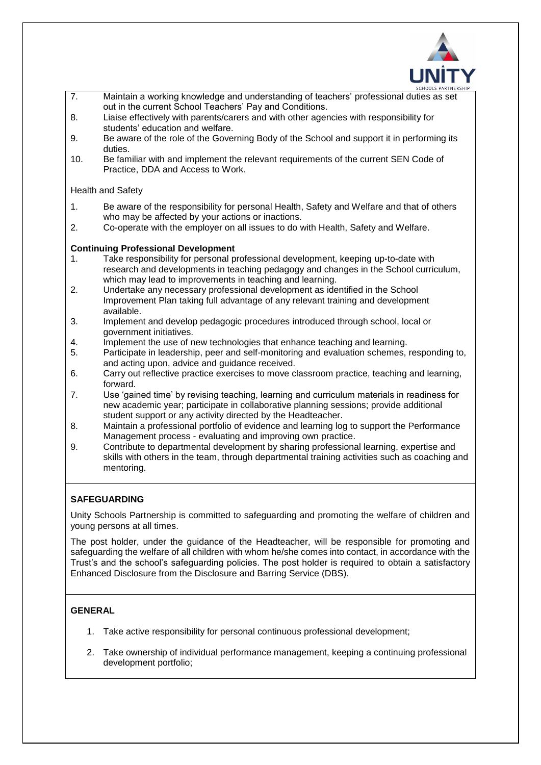7. Maintain a working knowledge and understanding of teachers' professional duties as set out in the current School Teachers' Pay and Conditions.
8. Liaise effectively with parents/carers and with other agencies with responsibility for students' education and welfare.
9. Be aware of the role of the Governing Body of the School and support it in performing its duties.
10. Be familiar with and implement the relevant requirements of the current SEN Code of Practice, DDA and Access to Work.

Health and Safety

1. Be aware of the responsibility for personal Health, Safety and Welfare and that of others who may be affected by your actions or inactions.
2. Co-operate with the employer on all issues to do with Health, Safety and Welfare.

**Continuing Professional Development**

1. Take responsibility for personal professional development, keeping up-to-date with research and developments in teaching pedagogy and changes in the School curriculum, which may lead to improvements in teaching and learning.
2. Undertake any necessary professional development as identified in the School Improvement Plan taking full advantage of any relevant training and development available.
3. Implement and develop pedagogic procedures introduced through school, local or government initiatives.
4. Implement the use of new technologies that enhance teaching and learning.
5. Participate in leadership, peer and self-monitoring and evaluation schemes, responding to, and acting upon, advice and guidance received.
6. Carry out reflective practice exercises to move classroom practice, teaching and learning, forward.
7. Use 'gained time' by revising teaching, learning and curriculum materials in readiness for new academic year; participate in collaborative planning sessions; provide additional student support or any activity directed by the Headteacher.
8. Maintain a professional portfolio of evidence and learning log to support the Performance Management process - evaluating and improving own practice.
9. Contribute to departmental development by sharing professional learning, expertise and skills with others in the team, through departmental training activities such as coaching and mentoring.

**SAFEGUARDING**

Unity Schools Partnership is committed to safeguarding and promoting the welfare of children and young persons at all times.

The post holder, under the guidance of the Headteacher, will be responsible for promoting and safeguarding the welfare of all children with whom he/she comes into contact, in accordance with the Trust's and the school's safeguarding policies. The post holder is required to obtain a satisfactory Enhanced Disclosure from the Disclosure and Barring Service (DBS).

**GENERAL**

1. Take active responsibility for personal continuous professional development;
2. Take ownership of individual performance management, keeping a continuing professional development portfolio;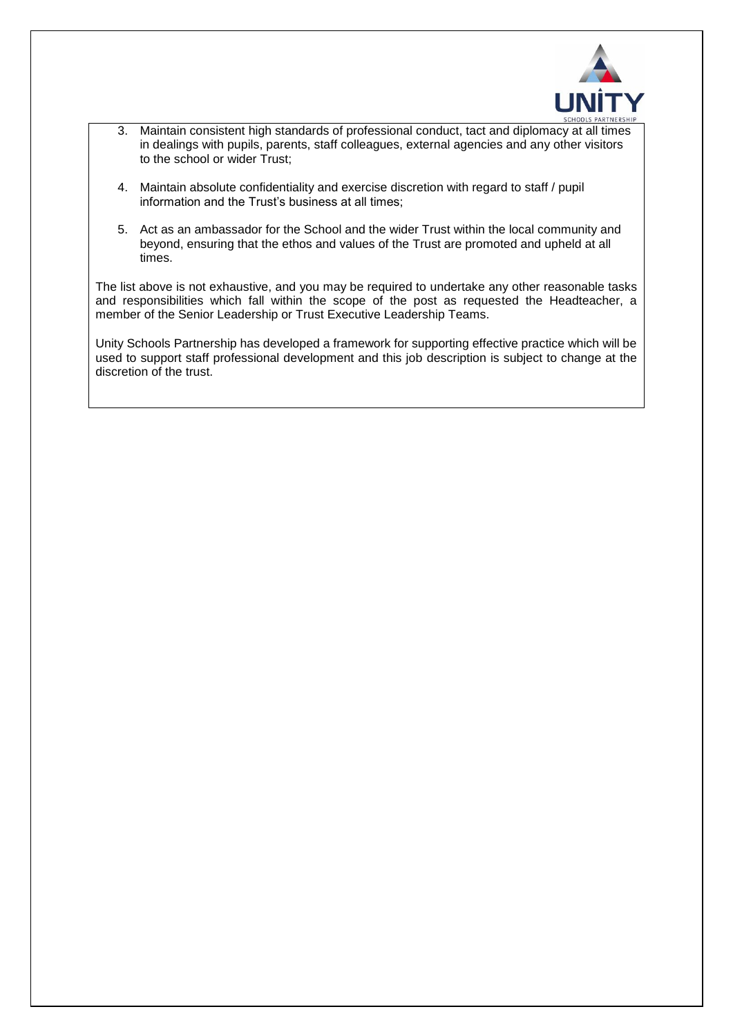3. Maintain consistent high standards of professional conduct, tact and diplomacy at all times in dealings with pupils, parents, staff colleagues, external agencies and any other visitors to the school or wider Trust;

4. Maintain absolute confidentiality and exercise discretion with regard to staff / pupil information and the Trust's business at all times;

5. Act as an ambassador for the School and the wider Trust within the local community and beyond, ensuring that the ethos and values of the Trust are promoted and upheld at all times.

The list above is not exhaustive, and you may be required to undertake any other reasonable tasks and responsibilities which fall within the scope of the post as requested the Headteacher, a member of the Senior Leadership or Trust Executive Leadership Teams.

Unity Schools Partnership has developed a framework for supporting effective practice which will be used to support staff professional development and this job description is subject to change at the discretion of the trust.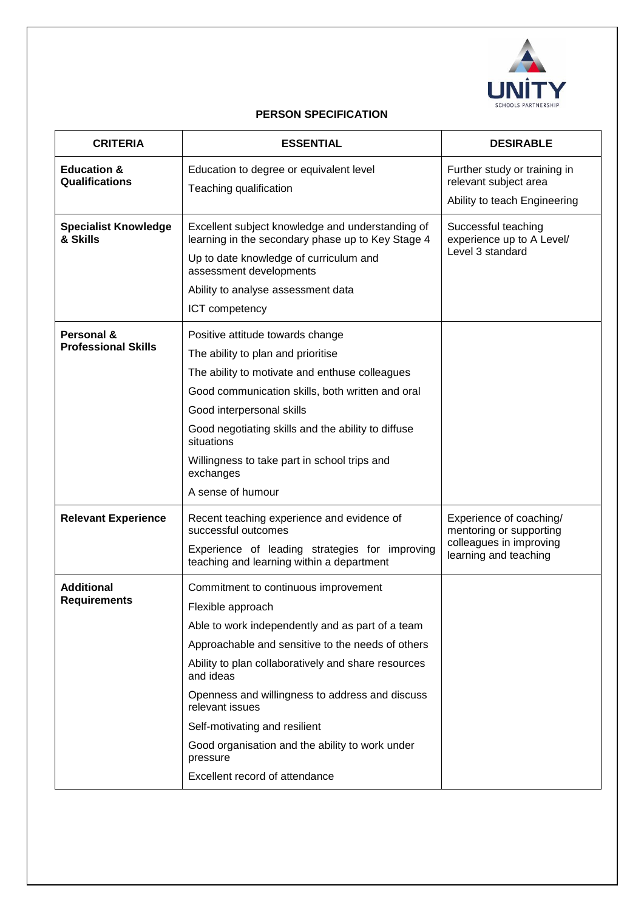UNITY
SCHOOLS PARTNERSHIP

## PERSON SPECIFICATION

| CRITERIA | ESSENTIAL | DESIRABLE |
| --- | --- | --- |
| **Education & Qualifications** | Education to degree or equivalent level<br>Teaching qualification | Further study or training in relevant subject area<br>Ability to teach Engineering |
| **Specialist Knowledge & Skills** | Excellent subject knowledge and understanding of learning in the secondary phase up to Key Stage 4<br>Up to date knowledge of curriculum and assessment developments<br>Ability to analyse assessment data<br>ICT competency | Successful teaching experience up to A Level/ Level 3 standard |
| **Personal & Professional Skills** | Positive attitude towards change<br>The ability to plan and prioritise<br>The ability to motivate and enthuse colleagues<br>Good communication skills, both written and oral<br>Good interpersonal skills<br>Good negotiating skills and the ability to diffuse situations<br>Willingness to take part in school trips and exchanges<br>A sense of humour | |
| **Relevant Experience** | Recent teaching experience and evidence of successful outcomes<br>Experience of leading strategies for improving teaching and learning within a department | Experience of coaching/ mentoring or supporting colleagues in improving learning and teaching |
| **Additional Requirements** | Commitment to continuous improvement<br>Flexible approach<br>Able to work independently and as part of a team<br>Approachable and sensitive to the needs of others<br>Ability to plan collaboratively and share resources and ideas<br>Openness and willingness to address and discuss relevant issues<br>Self-motivating and resilient<br>Good organisation and the ability to work under pressure<br>Excellent record of attendance | |